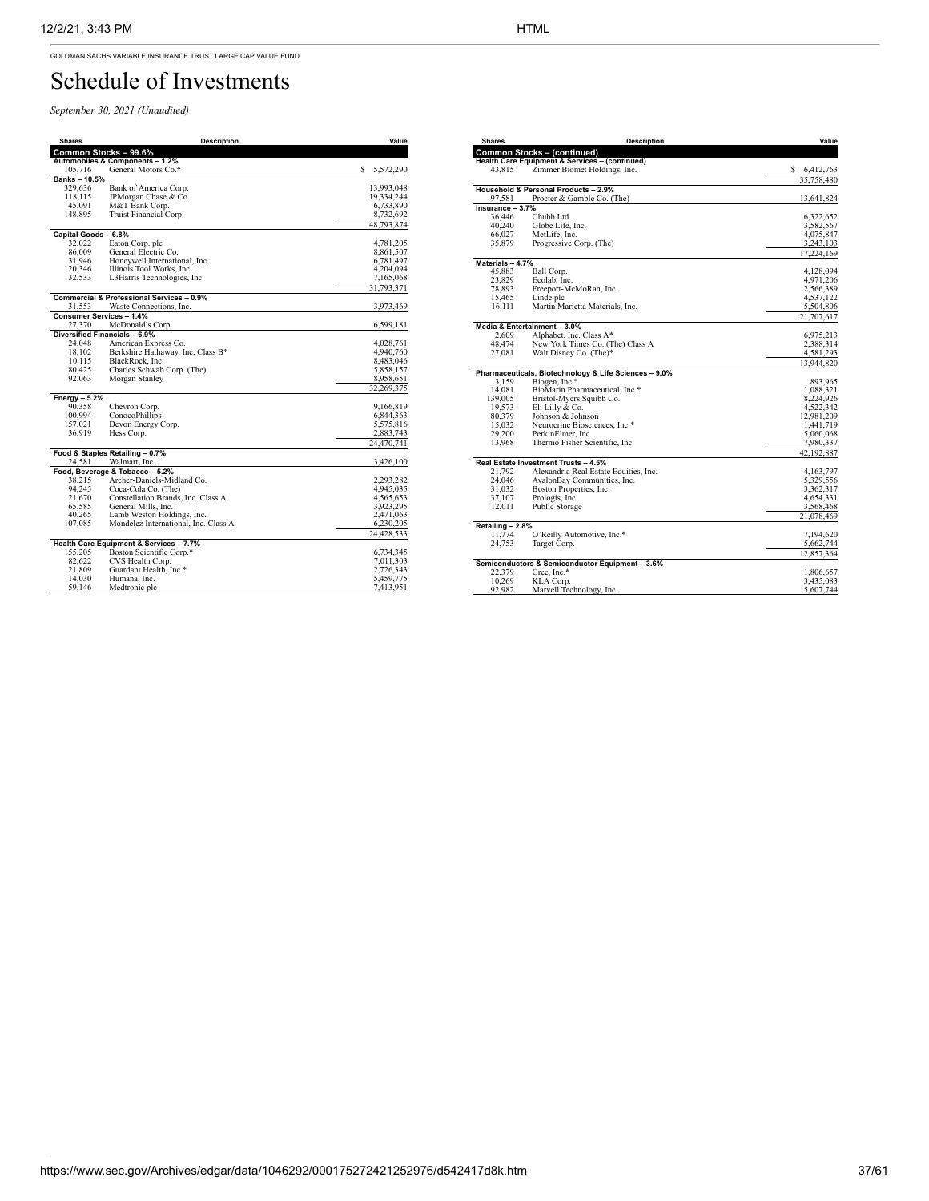GOLDMAN SACHS VARIABLE INSURANCE TRUST LARGE CAP VALUE FUND

# Schedule of Investments

*September 30, 2021 (Unaudited)*

| Shares | Description | Value |
|---|---|---|
| **Common Stocks – 99.6%** | | |
| **Automobiles & Components – 1.2%** | | |
| 105,716 | General Motors Co.* | $ 5,572,290 |
| **Banks – 10.5%** | | |
| 329,636 | Bank of America Corp. | 13,993,048 |
| 118,115 | JPMorgan Chase & Co. | 19,334,244 |
| 45,091 | M&T Bank Corp. | 6,733,890 |
| 148,895 | Truist Financial Corp. | 8,732,692 |
| | | 48,793,874 |
| **Capital Goods – 6.8%** | | |
| 32,022 | Eaton Corp. plc | 4,781,205 |
| 86,009 | General Electric Co. | 8,861,507 |
| 31,946 | Honeywell International, Inc. | 6,781,497 |
| 20,346 | Illinois Tool Works, Inc. | 4,204,094 |
| 32,533 | L3Harris Technologies, Inc. | 7,165,068 |
| | | 31,793,371 |
| **Commercial & Professional Services – 0.9%** | | |
| 31,553 | Waste Connections, Inc. | 3,973,469 |
| **Consumer Services – 1.4%** | | |
| 27,370 | McDonald's Corp. | 6,599,181 |
| **Diversified Financials – 6.9%** | | |
| 24,048 | American Express Co. | 4,028,761 |
| 18,102 | Berkshire Hathaway, Inc. Class B* | 4,940,760 |
| 10,115 | BlackRock, Inc. | 8,483,046 |
| 80,425 | Charles Schwab Corp. (The) | 5,858,157 |
| 92,063 | Morgan Stanley | 8,958,651 |
| | | 32,269,375 |
| **Energy – 5.2%** | | |
| 90,358 | Chevron Corp. | 9,166,819 |
| 100,994 | ConocoPhillips | 6,844,363 |
| 157,021 | Devon Energy Corp. | 5,575,816 |
| 36,919 | Hess Corp. | 2,883,743 |
| | | 24,470,741 |
| **Food & Staples Retailing – 0.7%** | | |
| 24,581 | Walmart, Inc. | 3,426,100 |
| **Food, Beverage & Tobacco – 5.2%** | | |
| 38,215 | Archer-Daniels-Midland Co. | 2,293,282 |
| 94,245 | Coca-Cola Co. (The) | 4,945,035 |
| 21,670 | Constellation Brands, Inc. Class A | 4,565,653 |
| 65,585 | General Mills, Inc. | 3,923,295 |
| 40,265 | Lamb Weston Holdings, Inc. | 2,471,063 |
| 107,085 | Mondelez International, Inc. Class A | 6,230,205 |
| | | 24,428,533 |
| **Health Care Equipment & Services – 7.7%** | | |
| 155,205 | Boston Scientific Corp.* | 6,734,345 |
| 82,622 | CVS Health Corp. | 7,011,303 |
| 21,809 | Guardant Health, Inc.* | 2,726,343 |
| 14,030 | Humana, Inc. | 5,459,775 |
| 59,146 | Medtronic plc | 7,413,951 |

| Shares | Description | Value |
|---|---|---|
| **Common Stocks – (continued)** | | |
| **Health Care Equipment & Services – (continued)** | | |
| 43,815 | Zimmer Biomet Holdings, Inc. | $ 6,412,763 |
| | | 35,758,480 |
| **Household & Personal Products – 2.9%** | | |
| 97,581 | Procter & Gamble Co. (The) | 13,641,824 |
| **Insurance – 3.7%** | | |
| 36,446 | Chubb Ltd. | 6,322,652 |
| 40,240 | Globe Life, Inc. | 3,582,567 |
| 66,027 | MetLife, Inc. | 4,075,847 |
| 35,879 | Progressive Corp. (The) | 3,243,103 |
| | | 17,224,169 |
| **Materials – 4.7%** | | |
| 45,883 | Ball Corp. | 4,128,094 |
| 23,829 | Ecolab, Inc. | 4,971,206 |
| 78,893 | Freeport-McMoRan, Inc. | 2,566,389 |
| 15,465 | Linde plc | 4,537,122 |
| 16,111 | Martin Marietta Materials, Inc. | 5,504,806 |
| | | 21,707,617 |
| **Media & Entertainment – 3.0%** | | |
| 2,609 | Alphabet, Inc. Class A* | 6,975,213 |
| 48,474 | New York Times Co. (The) Class A | 2,388,314 |
| 27,081 | Walt Disney Co. (The)* | 4,581,293 |
| | | 13,944,820 |
| **Pharmaceuticals, Biotechnology & Life Sciences – 9.0%** | | |
| 3,159 | Biogen, Inc.* | 893,965 |
| 14,081 | BioMarin Pharmaceutical, Inc.* | 1,088,321 |
| 139,005 | Bristol-Myers Squibb Co. | 8,224,926 |
| 19,573 | Eli Lilly & Co. | 4,522,342 |
| 80,379 | Johnson & Johnson | 12,981,209 |
| 15,032 | Neurocrine Biosciences, Inc.* | 1,441,719 |
| 29,200 | PerkinElmer, Inc. | 5,060,068 |
| 13,968 | Thermo Fisher Scientific, Inc. | 7,980,337 |
| | | 42,192,887 |
| **Real Estate Investment Trusts – 4.5%** | | |
| 21,792 | Alexandria Real Estate Equities, Inc. | 4,163,797 |
| 24,046 | AvalonBay Communities, Inc. | 5,329,556 |
| 31,032 | Boston Properties, Inc. | 3,362,317 |
| 37,107 | Prologis, Inc. | 4,654,331 |
| 12,011 | Public Storage | 3,568,468 |
| | | 21,078,469 |
| **Retailing – 2.8%** | | |
| 11,774 | O'Reilly Automotive, Inc.* | 7,194,620 |
| 24,753 | Target Corp. | 5,662,744 |
| | | 12,857,364 |
| **Semiconductors & Semiconductor Equipment – 3.6%** | | |
| 22,379 | Cree, Inc.* | 1,806,657 |
| 10,269 | KLA Corp. | 3,435,083 |
| 92,982 | Marvell Technology, Inc. | 5,607,744 |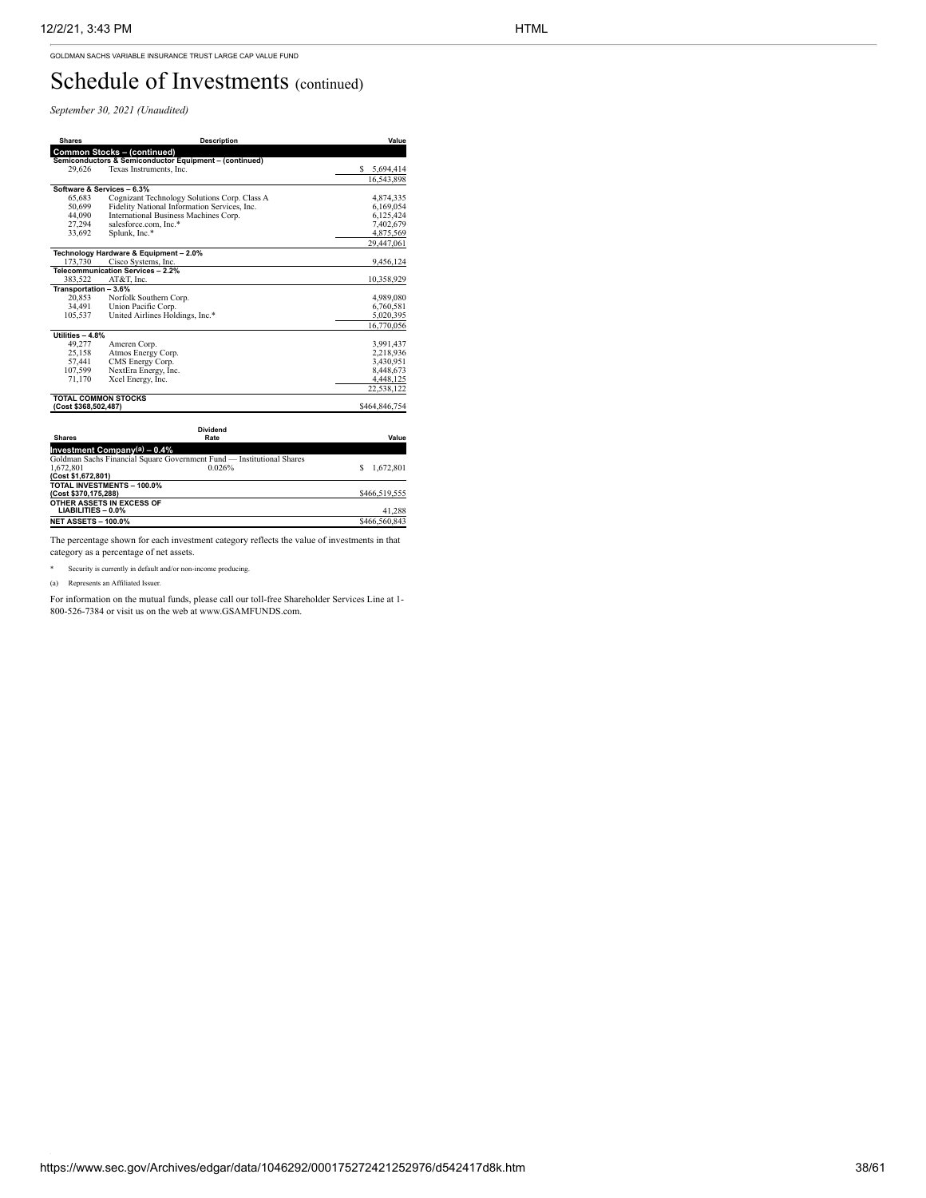GOLDMAN SACHS VARIABLE INSURANCE TRUST LARGE CAP VALUE FUND

# Schedule of Investments (continued)

*September 30, 2021 (Unaudited)*

| Shares | Description | Value |
|---|---|---|
| **Common Stocks – (continued)** | | |
| **Semiconductors & Semiconductor Equipment – (continued)** | | |
| 29,626 | Texas Instruments, Inc. | $ 5,694,414 |
| | | 16,543,898 |
| **Software & Services – 6.3%** | | |
| 65,683 | Cognizant Technology Solutions Corp. Class A | 4,874,335 |
| 50,699 | Fidelity National Information Services, Inc. | 6,169,054 |
| 44,090 | International Business Machines Corp. | 6,125,424 |
| 27,294 | salesforce.com, Inc.* | 7,402,679 |
| 33,692 | Splunk, Inc.* | 4,875,569 |
| | | 29,447,061 |
| **Technology Hardware & Equipment – 2.0%** | | |
| 173,730 | Cisco Systems, Inc. | 9,456,124 |
| **Telecommunication Services – 2.2%** | | |
| 383,522 | AT&T, Inc. | 10,358,929 |
| **Transportation – 3.6%** | | |
| 20,853 | Norfolk Southern Corp. | 4,989,080 |
| 34,491 | Union Pacific Corp. | 6,760,581 |
| 105,537 | United Airlines Holdings, Inc.* | 5,020,395 |
| | | 16,770,056 |
| **Utilities – 4.8%** | | |
| 49,277 | Ameren Corp. | 3,991,437 |
| 25,158 | Atmos Energy Corp. | 2,218,936 |
| 57,441 | CMS Energy Corp. | 3,430,951 |
| 107,599 | NextEra Energy, Inc. | 8,448,673 |
| 71,170 | Xcel Energy, Inc. | 4,448,125 |
| | | 22,538,122 |
| **TOTAL COMMON STOCKS (Cost $368,502,487)** | | $464,846,754 |

| Shares | Dividend Rate | Value |
|---|---|---|
| **Investment Company[(a)] – 0.4%** | | |
| Goldman Sachs Financial Square Government Fund — Institutional Shares | | |
| 1,672,801 | 0.026% | $ 1,672,801 |
| **(Cost $1,672,801)** | | |
| **TOTAL INVESTMENTS – 100.0% (Cost $370,175,288)** | | $466,519,555 |
| **OTHER ASSETS IN EXCESS OF LIABILITIES – 0.0%** | | 41,288 |
| **NET ASSETS – 100.0%** | | $466,560,843 |

The percentage shown for each investment category reflects the value of investments in that category as a percentage of net assets.

\* Security is currently in default and/or non-income producing.

(a) Represents an Affiliated Issuer.

For information on the mutual funds, please call our toll-free Shareholder Services Line at 1-800-526-7384 or visit us on the web at www.GSAMFUNDS.com.